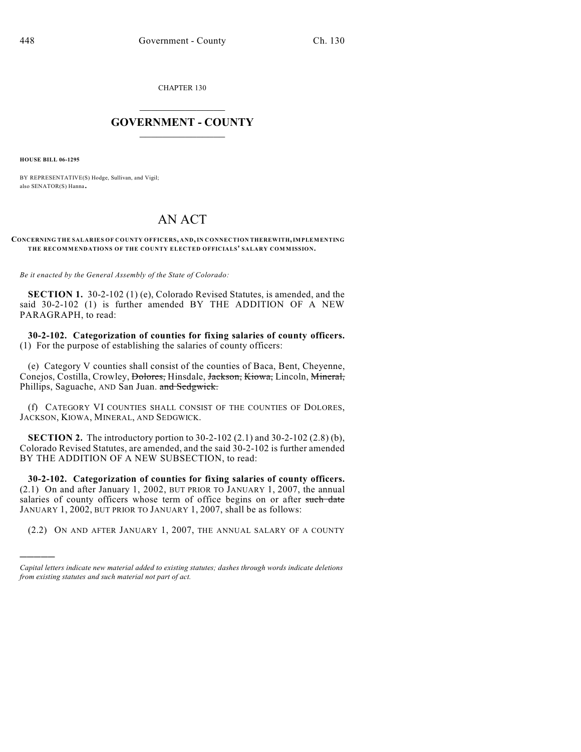CHAPTER 130

## GOVERNMENT - COUNTY

**HOUSE BILL 06-1295**

BY REPRESENTATIVE(S) Hodge, Sullivan, and Vigil;
also SENATOR(S) Hanna.

# AN ACT

**CONCERNING THE SALARIES OF COUNTY OFFICERS, AND, IN CONNECTION THEREWITH, IMPLEMENTING THE RECOMMENDATIONS OF THE COUNTY ELECTED OFFICIALS' SALARY COMMISSION.**

*Be it enacted by the General Assembly of the State of Colorado:*

**SECTION 1.** 30-2-102 (1) (e), Colorado Revised Statutes, is amended, and the said 30-2-102 (1) is further amended BY THE ADDITION OF A NEW PARAGRAPH, to read:

**30-2-102. Categorization of counties for fixing salaries of county officers.** (1) For the purpose of establishing the salaries of county officers:

(e) Category V counties shall consist of the counties of Baca, Bent, Cheyenne, Conejos, Costilla, Crowley, ~~Dolores,~~ Hinsdale, ~~Jackson,~~ ~~Kiowa,~~ Lincoln, ~~Mineral,~~ Phillips, Saguache, AND San Juan. ~~and Sedgwick.~~

(f) CATEGORY VI COUNTIES SHALL CONSIST OF THE COUNTIES OF DOLORES, JACKSON, KIOWA, MINERAL, AND SEDGWICK.

**SECTION 2.** The introductory portion to 30-2-102 (2.1) and 30-2-102 (2.8) (b), Colorado Revised Statutes, are amended, and the said 30-2-102 is further amended BY THE ADDITION OF A NEW SUBSECTION, to read:

**30-2-102. Categorization of counties for fixing salaries of county officers.** (2.1) On and after January 1, 2002, BUT PRIOR TO JANUARY 1, 2007, the annual salaries of county officers whose term of office begins on or after ~~such date~~ JANUARY 1, 2002, BUT PRIOR TO JANUARY 1, 2007, shall be as follows:

(2.2) ON AND AFTER JANUARY 1, 2007, THE ANNUAL SALARY OF A COUNTY

*Capital letters indicate new material added to existing statutes; dashes through words indicate deletions from existing statutes and such material not part of act.*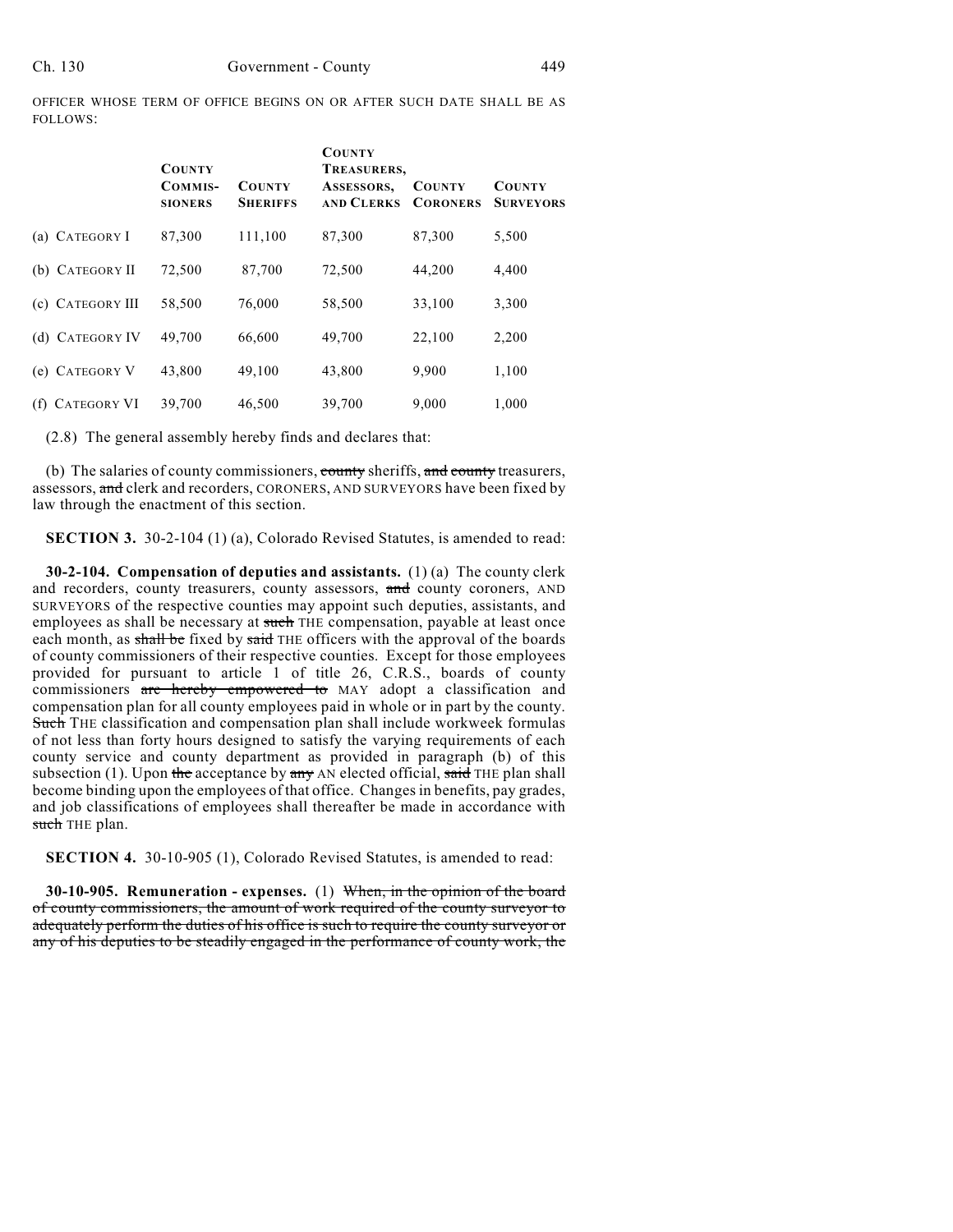OFFICER WHOSE TERM OF OFFICE BEGINS ON OR AFTER SUCH DATE SHALL BE AS FOLLOWS:

| | COUNTY COMMISSIONERS | COUNTY SHERIFFS | COUNTY TREASURERS, ASSESSORS, AND CLERKS | COUNTY CORONERS | COUNTY SURVEYORS |
|---|---|---|---|---|---|
| (a) CATEGORY I | 87,300 | 111,100 | 87,300 | 87,300 | 5,500 |
| (b) CATEGORY II | 72,500 | 87,700 | 72,500 | 44,200 | 4,400 |
| (c) CATEGORY III | 58,500 | 76,000 | 58,500 | 33,100 | 3,300 |
| (d) CATEGORY IV | 49,700 | 66,600 | 49,700 | 22,100 | 2,200 |
| (e) CATEGORY V | 43,800 | 49,100 | 43,800 | 9,900 | 1,100 |
| (f) CATEGORY VI | 39,700 | 46,500 | 39,700 | 9,000 | 1,000 |

(2.8) The general assembly hereby finds and declares that:

(b) The salaries of county commissioners, ~~county~~ sheriffs, ~~and county~~ treasurers, assessors, ~~and~~ clerk and recorders, CORONERS, AND SURVEYORS have been fixed by law through the enactment of this section.

**SECTION 3.** 30-2-104 (1) (a), Colorado Revised Statutes, is amended to read:

**30-2-104. Compensation of deputies and assistants.** (1) (a) The county clerk and recorders, county treasurers, county assessors, ~~and~~ county coroners, AND SURVEYORS of the respective counties may appoint such deputies, assistants, and employees as shall be necessary at ~~such~~ THE compensation, payable at least once each month, as ~~shall be~~ fixed by ~~said~~ THE officers with the approval of the boards of county commissioners of their respective counties. Except for those employees provided for pursuant to article 1 of title 26, C.R.S., boards of county commissioners ~~are hereby empowered to~~ MAY adopt a classification and compensation plan for all county employees paid in whole or in part by the county. ~~Such~~ THE classification and compensation plan shall include workweek formulas of not less than forty hours designed to satisfy the varying requirements of each county service and county department as provided in paragraph (b) of this subsection (1). Upon ~~the~~ acceptance by ~~any~~ AN elected official, ~~said~~ THE plan shall become binding upon the employees of that office. Changes in benefits, pay grades, and job classifications of employees shall thereafter be made in accordance with ~~such~~ THE plan.

**SECTION 4.** 30-10-905 (1), Colorado Revised Statutes, is amended to read:

**30-10-905. Remuneration - expenses.** (1) ~~When, in the opinion of the board of county commissioners, the amount of work required of the county surveyor to adequately perform the duties of his office is such to require the county surveyor or any of his deputies to be steadily engaged in the performance of county work, the~~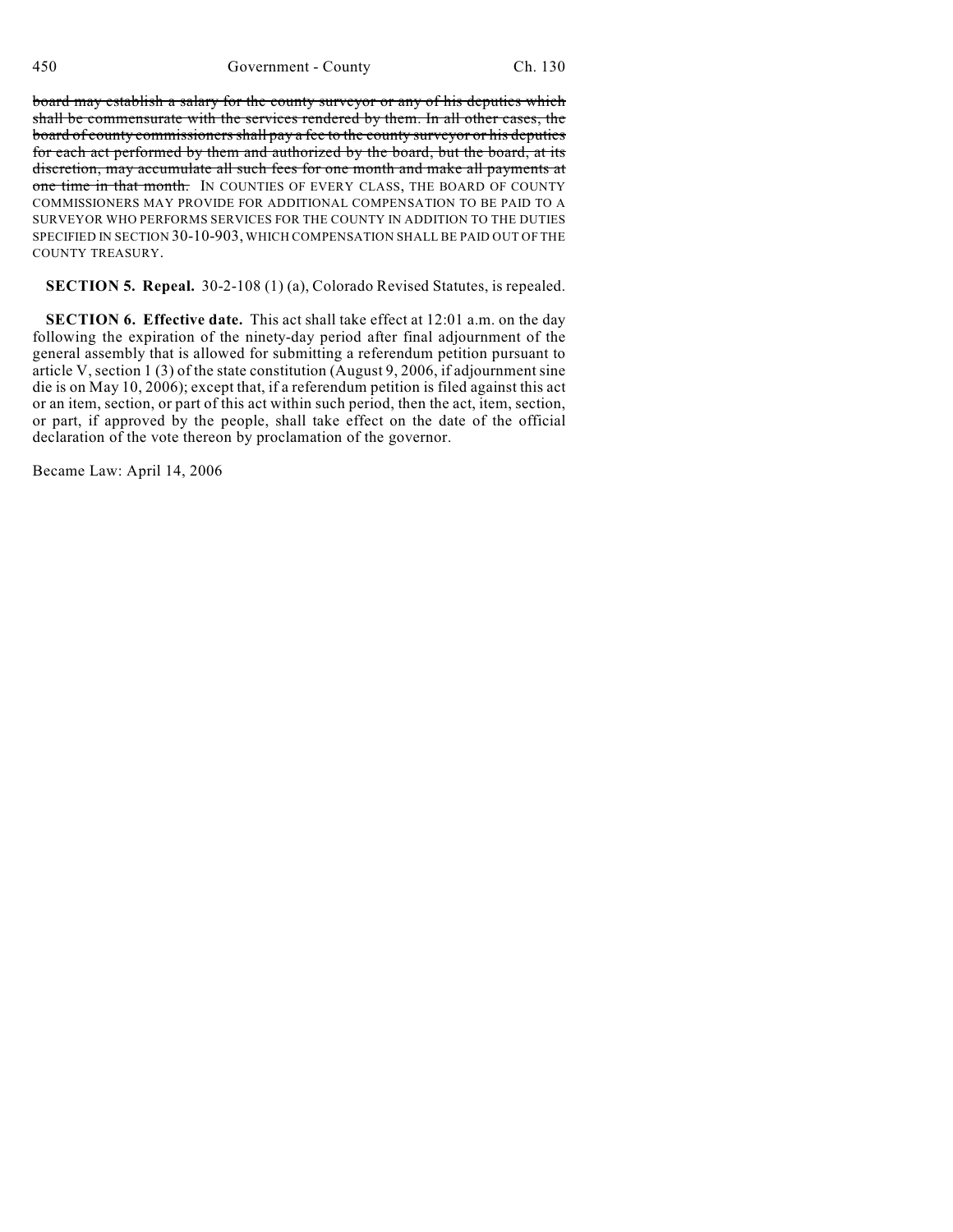~~board may establish a salary for the county surveyor or any of his deputies which shall be commensurate with the services rendered by them. In all other cases, the board of county commissioners shall pay a fee to the county surveyor or his deputies for each act performed by them and authorized by the board, but the board, at its discretion, may accumulate all such fees for one month and make all payments at one time in that month.~~ IN COUNTIES OF EVERY CLASS, THE BOARD OF COUNTY COMMISSIONERS MAY PROVIDE FOR ADDITIONAL COMPENSATION TO BE PAID TO A SURVEYOR WHO PERFORMS SERVICES FOR THE COUNTY IN ADDITION TO THE DUTIES SPECIFIED IN SECTION 30-10-903, WHICH COMPENSATION SHALL BE PAID OUT OF THE COUNTY TREASURY.

**SECTION 5. Repeal.** 30-2-108 (1) (a), Colorado Revised Statutes, is repealed.

**SECTION 6. Effective date.** This act shall take effect at 12:01 a.m. on the day following the expiration of the ninety-day period after final adjournment of the general assembly that is allowed for submitting a referendum petition pursuant to article V, section 1 (3) of the state constitution (August 9, 2006, if adjournment sine die is on May 10, 2006); except that, if a referendum petition is filed against this act or an item, section, or part of this act within such period, then the act, item, section, or part, if approved by the people, shall take effect on the date of the official declaration of the vote thereon by proclamation of the governor.

Became Law: April 14, 2006